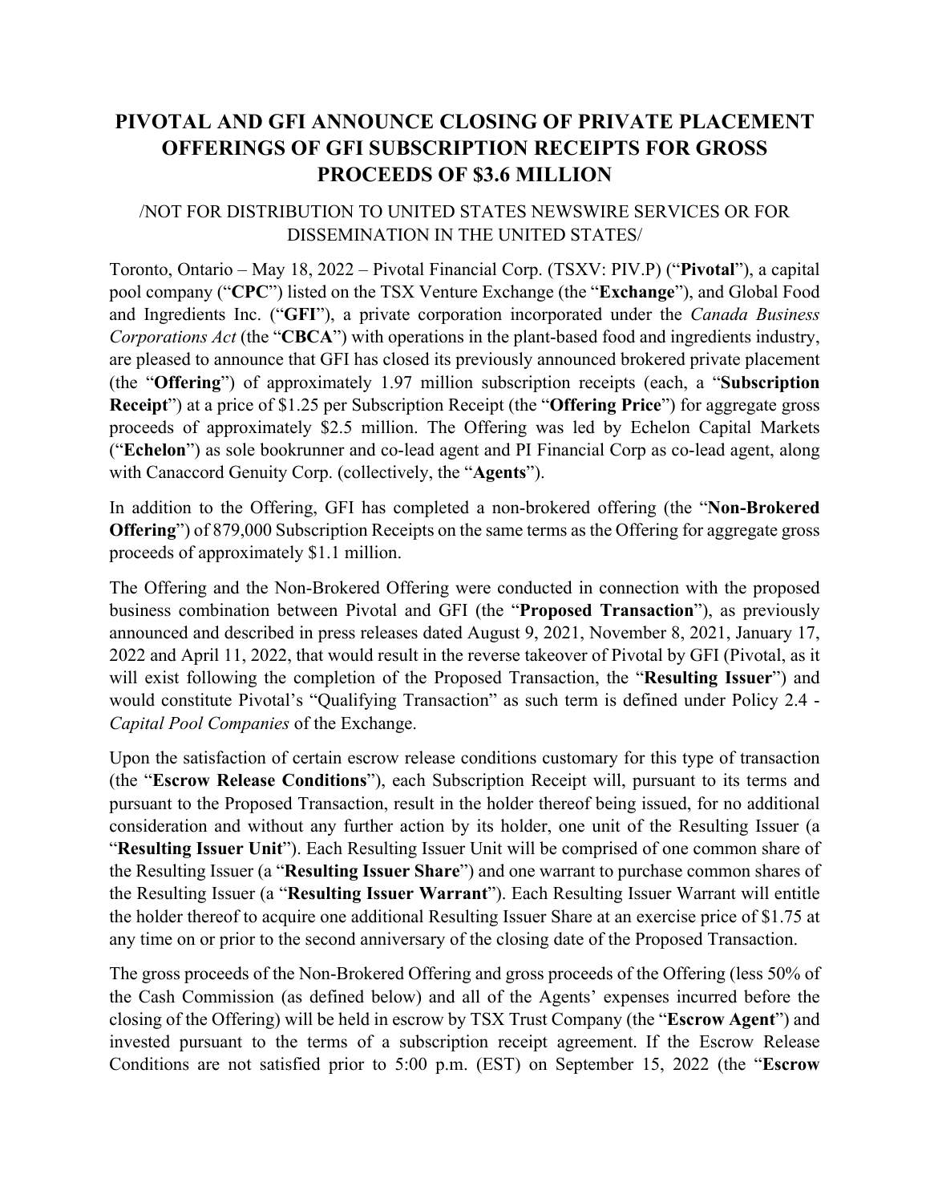# PIVOTAL AND GFI ANNOUNCE CLOSING OF PRIVATE PLACEMENT OFFERINGS OF GFI SUBSCRIPTION RECEIPTS FOR GROSS PROCEEDS OF $3.6 MILLION

/NOT FOR DISTRIBUTION TO UNITED STATES NEWSWIRE SERVICES OR FOR DISSEMINATION IN THE UNITED STATES/

Toronto, Ontario – May 18, 2022 – Pivotal Financial Corp. (TSXV: PIV.P) ("**Pivotal**"), a capital pool company ("**CPC**") listed on the TSX Venture Exchange (the "**Exchange**"), and Global Food and Ingredients Inc. ("**GFI**"), a private corporation incorporated under the *Canada Business Corporations Act* (the "**CBCA**") with operations in the plant-based food and ingredients industry, are pleased to announce that GFI has closed its previously announced brokered private placement (the "**Offering**") of approximately 1.97 million subscription receipts (each, a "**Subscription Receipt**") at a price of $1.25 per Subscription Receipt (the "**Offering Price**") for aggregate gross proceeds of approximately $2.5 million. The Offering was led by Echelon Capital Markets ("**Echelon**") as sole bookrunner and co-lead agent and PI Financial Corp as co-lead agent, along with Canaccord Genuity Corp. (collectively, the "**Agents**").

In addition to the Offering, GFI has completed a non-brokered offering (the "**Non-Brokered Offering**") of 879,000 Subscription Receipts on the same terms as the Offering for aggregate gross proceeds of approximately $1.1 million.

The Offering and the Non-Brokered Offering were conducted in connection with the proposed business combination between Pivotal and GFI (the "**Proposed Transaction**"), as previously announced and described in press releases dated August 9, 2021, November 8, 2021, January 17, 2022 and April 11, 2022, that would result in the reverse takeover of Pivotal by GFI (Pivotal, as it will exist following the completion of the Proposed Transaction, the "**Resulting Issuer**") and would constitute Pivotal's "Qualifying Transaction" as such term is defined under Policy 2.4 - *Capital Pool Companies* of the Exchange.

Upon the satisfaction of certain escrow release conditions customary for this type of transaction (the "**Escrow Release Conditions**"), each Subscription Receipt will, pursuant to its terms and pursuant to the Proposed Transaction, result in the holder thereof being issued, for no additional consideration and without any further action by its holder, one unit of the Resulting Issuer (a "**Resulting Issuer Unit**"). Each Resulting Issuer Unit will be comprised of one common share of the Resulting Issuer (a "**Resulting Issuer Share**") and one warrant to purchase common shares of the Resulting Issuer (a "**Resulting Issuer Warrant**"). Each Resulting Issuer Warrant will entitle the holder thereof to acquire one additional Resulting Issuer Share at an exercise price of $1.75 at any time on or prior to the second anniversary of the closing date of the Proposed Transaction.

The gross proceeds of the Non-Brokered Offering and gross proceeds of the Offering (less 50% of the Cash Commission (as defined below) and all of the Agents' expenses incurred before the closing of the Offering) will be held in escrow by TSX Trust Company (the "**Escrow Agent**") and invested pursuant to the terms of a subscription receipt agreement. If the Escrow Release Conditions are not satisfied prior to 5:00 p.m. (EST) on September 15, 2022 (the "**Escrow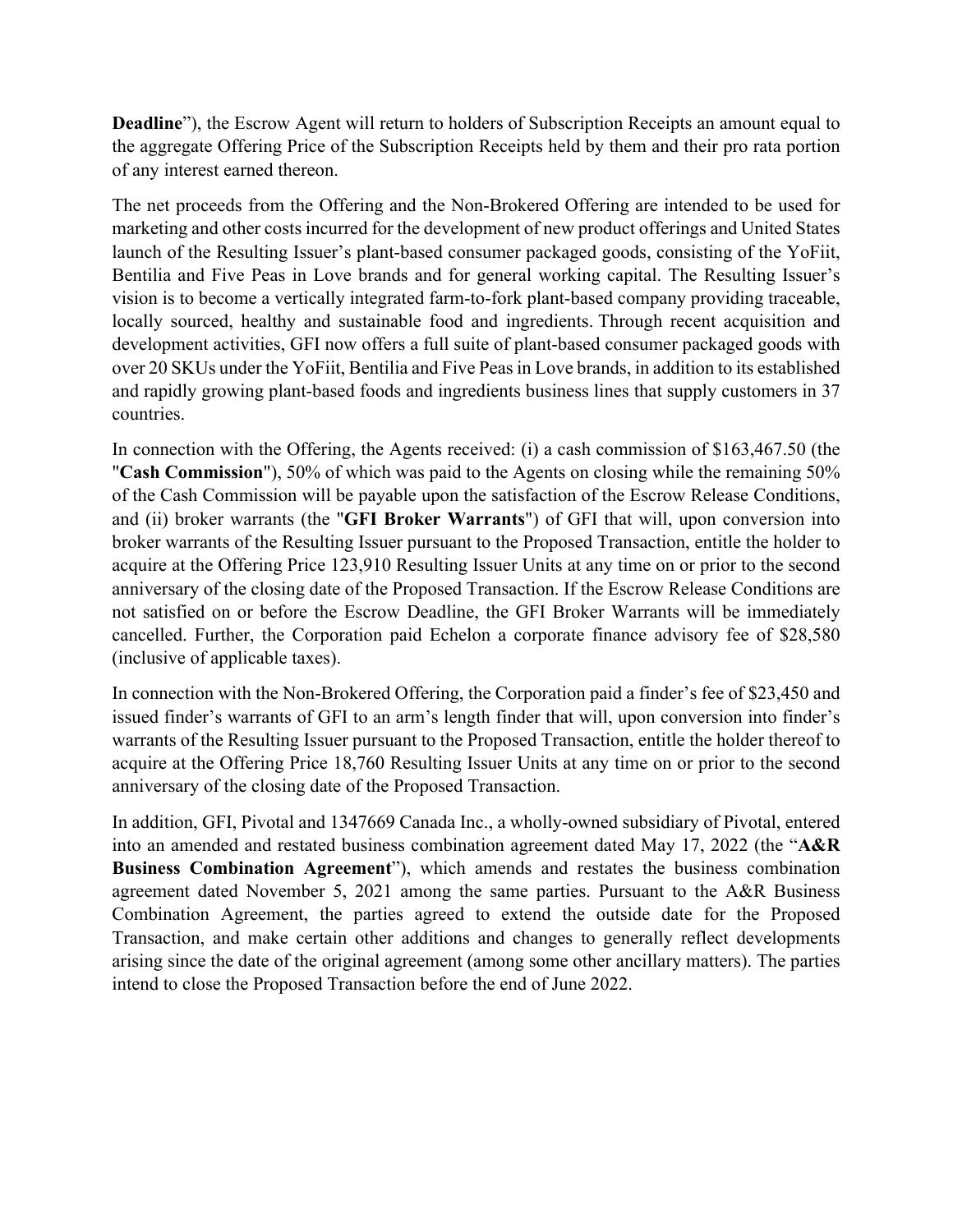**Deadline**"), the Escrow Agent will return to holders of Subscription Receipts an amount equal to the aggregate Offering Price of the Subscription Receipts held by them and their pro rata portion of any interest earned thereon.

The net proceeds from the Offering and the Non-Brokered Offering are intended to be used for marketing and other costs incurred for the development of new product offerings and United States launch of the Resulting Issuer's plant-based consumer packaged goods, consisting of the YoFiit, Bentilia and Five Peas in Love brands and for general working capital. The Resulting Issuer's vision is to become a vertically integrated farm-to-fork plant-based company providing traceable, locally sourced, healthy and sustainable food and ingredients. Through recent acquisition and development activities, GFI now offers a full suite of plant-based consumer packaged goods with over 20 SKUs under the YoFiit, Bentilia and Five Peas in Love brands, in addition to its established and rapidly growing plant-based foods and ingredients business lines that supply customers in 37 countries.

In connection with the Offering, the Agents received: (i) a cash commission of $163,467.50 (the "**Cash Commission**"), 50% of which was paid to the Agents on closing while the remaining 50% of the Cash Commission will be payable upon the satisfaction of the Escrow Release Conditions, and (ii) broker warrants (the "**GFI Broker Warrants**") of GFI that will, upon conversion into broker warrants of the Resulting Issuer pursuant to the Proposed Transaction, entitle the holder to acquire at the Offering Price 123,910 Resulting Issuer Units at any time on or prior to the second anniversary of the closing date of the Proposed Transaction. If the Escrow Release Conditions are not satisfied on or before the Escrow Deadline, the GFI Broker Warrants will be immediately cancelled. Further, the Corporation paid Echelon a corporate finance advisory fee of $28,580 (inclusive of applicable taxes).

In connection with the Non-Brokered Offering, the Corporation paid a finder's fee of $23,450 and issued finder's warrants of GFI to an arm's length finder that will, upon conversion into finder's warrants of the Resulting Issuer pursuant to the Proposed Transaction, entitle the holder thereof to acquire at the Offering Price 18,760 Resulting Issuer Units at any time on or prior to the second anniversary of the closing date of the Proposed Transaction.

In addition, GFI, Pivotal and 1347669 Canada Inc., a wholly-owned subsidiary of Pivotal, entered into an amended and restated business combination agreement dated May 17, 2022 (the "**A&R Business Combination Agreement**"), which amends and restates the business combination agreement dated November 5, 2021 among the same parties. Pursuant to the A&R Business Combination Agreement, the parties agreed to extend the outside date for the Proposed Transaction, and make certain other additions and changes to generally reflect developments arising since the date of the original agreement (among some other ancillary matters). The parties intend to close the Proposed Transaction before the end of June 2022.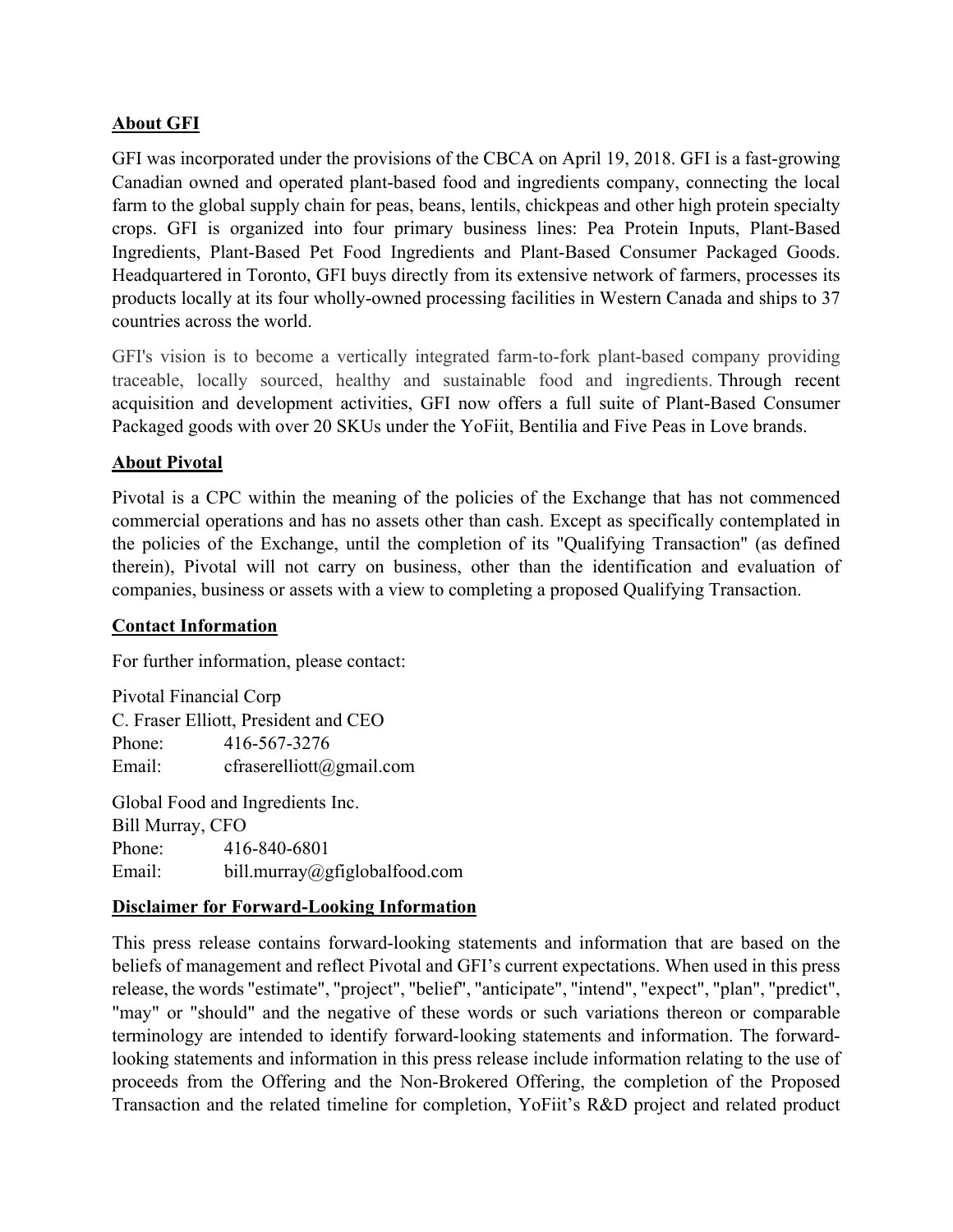## About GFI

GFI was incorporated under the provisions of the CBCA on April 19, 2018. GFI is a fast-growing Canadian owned and operated plant-based food and ingredients company, connecting the local farm to the global supply chain for peas, beans, lentils, chickpeas and other high protein specialty crops. GFI is organized into four primary business lines: Pea Protein Inputs, Plant-Based Ingredients, Plant-Based Pet Food Ingredients and Plant-Based Consumer Packaged Goods. Headquartered in Toronto, GFI buys directly from its extensive network of farmers, processes its products locally at its four wholly-owned processing facilities in Western Canada and ships to 37 countries across the world.

GFI's vision is to become a vertically integrated farm-to-fork plant-based company providing traceable, locally sourced, healthy and sustainable food and ingredients. Through recent acquisition and development activities, GFI now offers a full suite of Plant-Based Consumer Packaged goods with over 20 SKUs under the YoFiit, Bentilia and Five Peas in Love brands.

## About Pivotal

Pivotal is a CPC within the meaning of the policies of the Exchange that has not commenced commercial operations and has no assets other than cash. Except as specifically contemplated in the policies of the Exchange, until the completion of its "Qualifying Transaction" (as defined therein), Pivotal will not carry on business, other than the identification and evaluation of companies, business or assets with a view to completing a proposed Qualifying Transaction.

## Contact Information

For further information, please contact:

Pivotal Financial Corp
C. Fraser Elliott, President and CEO
Phone: 416-567-3276
Email: cfraserelliott@gmail.com

Global Food and Ingredients Inc.
Bill Murray, CFO
Phone: 416-840-6801
Email: bill.murray@gfiglobalfood.com

## Disclaimer for Forward-Looking Information

This press release contains forward-looking statements and information that are based on the beliefs of management and reflect Pivotal and GFI's current expectations. When used in this press release, the words "estimate", "project", "belief", "anticipate", "intend", "expect", "plan", "predict", "may" or "should" and the negative of these words or such variations thereon or comparable terminology are intended to identify forward-looking statements and information. The forward-looking statements and information in this press release include information relating to the use of proceeds from the Offering and the Non-Brokered Offering, the completion of the Proposed Transaction and the related timeline for completion, YoFiit's R&D project and related product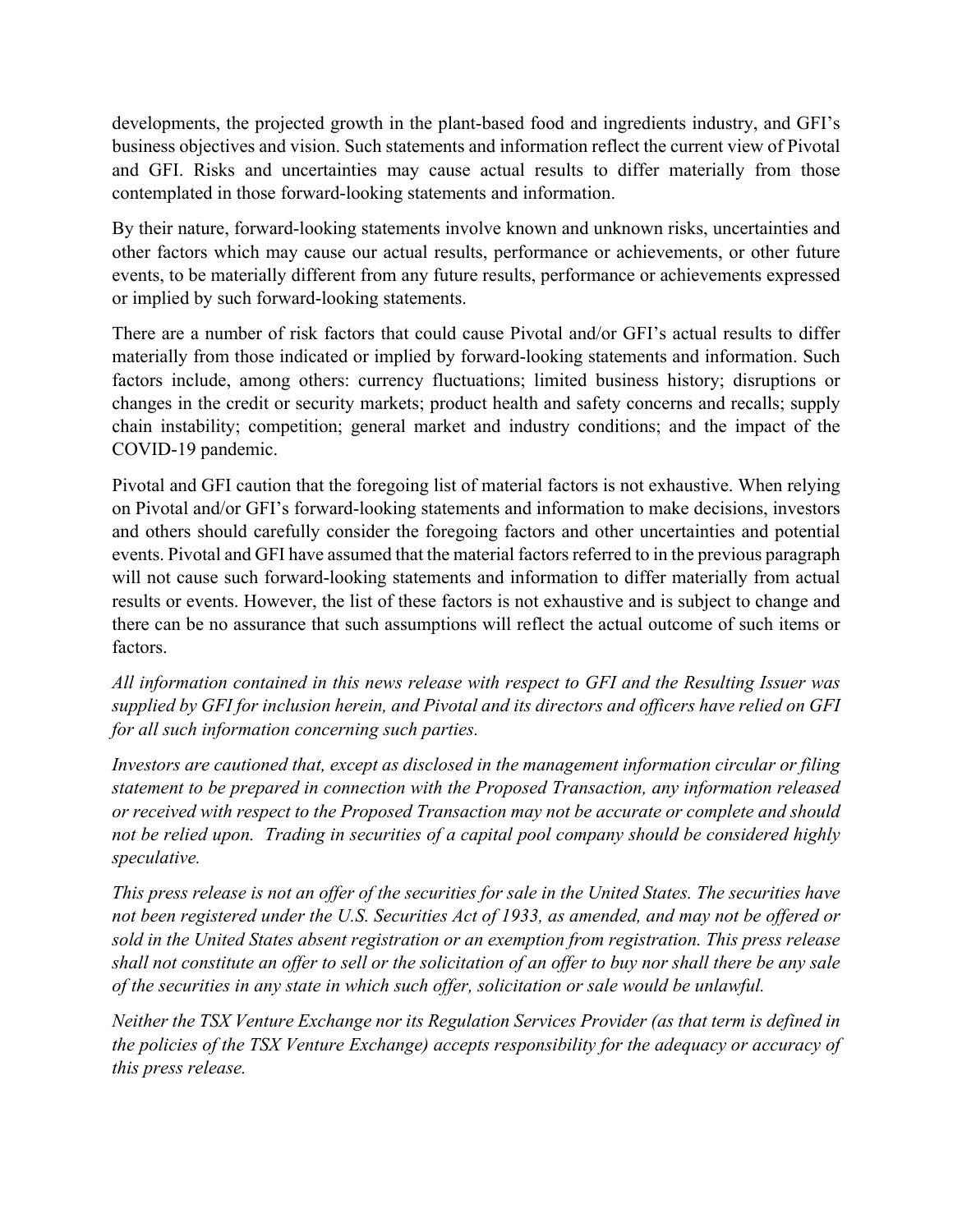developments, the projected growth in the plant-based food and ingredients industry, and GFI's business objectives and vision. Such statements and information reflect the current view of Pivotal and GFI. Risks and uncertainties may cause actual results to differ materially from those contemplated in those forward-looking statements and information.

By their nature, forward-looking statements involve known and unknown risks, uncertainties and other factors which may cause our actual results, performance or achievements, or other future events, to be materially different from any future results, performance or achievements expressed or implied by such forward-looking statements.

There are a number of risk factors that could cause Pivotal and/or GFI's actual results to differ materially from those indicated or implied by forward-looking statements and information. Such factors include, among others: currency fluctuations; limited business history; disruptions or changes in the credit or security markets; product health and safety concerns and recalls; supply chain instability; competition; general market and industry conditions; and the impact of the COVID-19 pandemic.

Pivotal and GFI caution that the foregoing list of material factors is not exhaustive. When relying on Pivotal and/or GFI's forward-looking statements and information to make decisions, investors and others should carefully consider the foregoing factors and other uncertainties and potential events. Pivotal and GFI have assumed that the material factors referred to in the previous paragraph will not cause such forward-looking statements and information to differ materially from actual results or events. However, the list of these factors is not exhaustive and is subject to change and there can be no assurance that such assumptions will reflect the actual outcome of such items or factors.

*All information contained in this news release with respect to GFI and the Resulting Issuer was supplied by GFI for inclusion herein, and Pivotal and its directors and officers have relied on GFI for all such information concerning such parties.*

*Investors are cautioned that, except as disclosed in the management information circular or filing statement to be prepared in connection with the Proposed Transaction, any information released or received with respect to the Proposed Transaction may not be accurate or complete and should not be relied upon. Trading in securities of a capital pool company should be considered highly speculative.*

*This press release is not an offer of the securities for sale in the United States. The securities have not been registered under the U.S. Securities Act of 1933, as amended, and may not be offered or sold in the United States absent registration or an exemption from registration. This press release shall not constitute an offer to sell or the solicitation of an offer to buy nor shall there be any sale of the securities in any state in which such offer, solicitation or sale would be unlawful.*

*Neither the TSX Venture Exchange nor its Regulation Services Provider (as that term is defined in the policies of the TSX Venture Exchange) accepts responsibility for the adequacy or accuracy of this press release.*